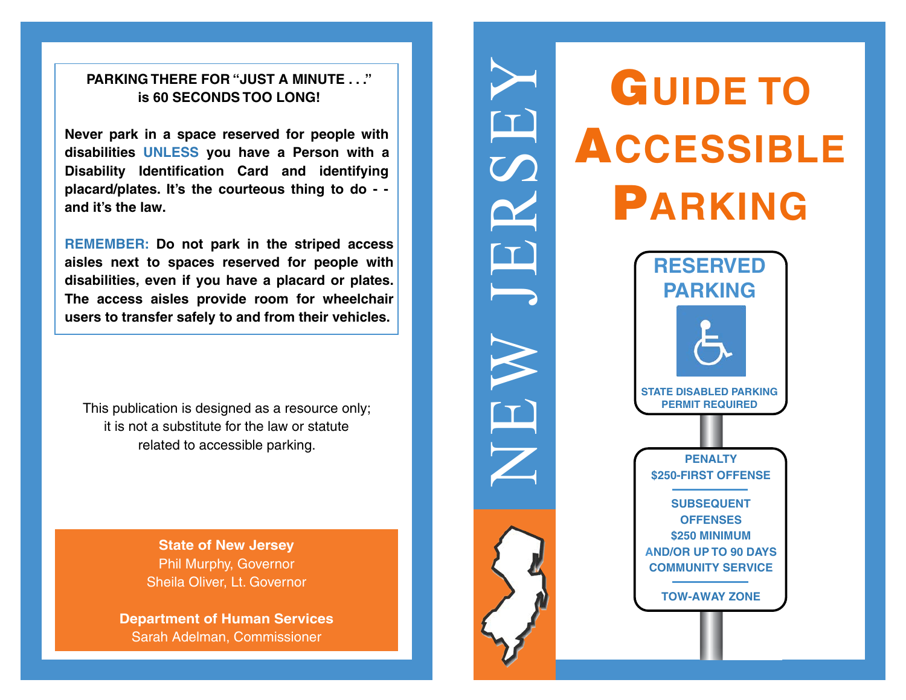**PARKING THERE FOR "JUST A MINUTE . . ." is 60 SECONDS TOO LONG!**

**Never park in a space reserved for people with disabilities UNLESS you have a Person with a Disability Identification Card and identifying placard/plates. It's the courteous thing to do - - and it's the law.**

**REMEMBER: Do not park in the striped access aisles next to spaces reserved for people with disabilities, even if you have a placard or plates. The access aisles provide room for wheelchair users to transfer safely to and from their vehicles.**

This publication is designed as a resource only; it is not a substitute for the law or statute related to accessible parking.

**State of New Jersey**
Phil Murphy, Governor
Sheila Oliver, Lt. Governor

**Department of Human Services**
Sarah Adelman, Commissioner

NEW JERSEY

# GUIDE TO ACCESSIBLE PARKING

RESERVED PARKING

STATE DISABLED PARKING PERMIT REQUIRED

PENALTY
$250-FIRST OFFENSE

SUBSEQUENT OFFENSES
$250 MINIMUM
AND/OR UP TO 90 DAYS COMMUNITY SERVICE

TOW-AWAY ZONE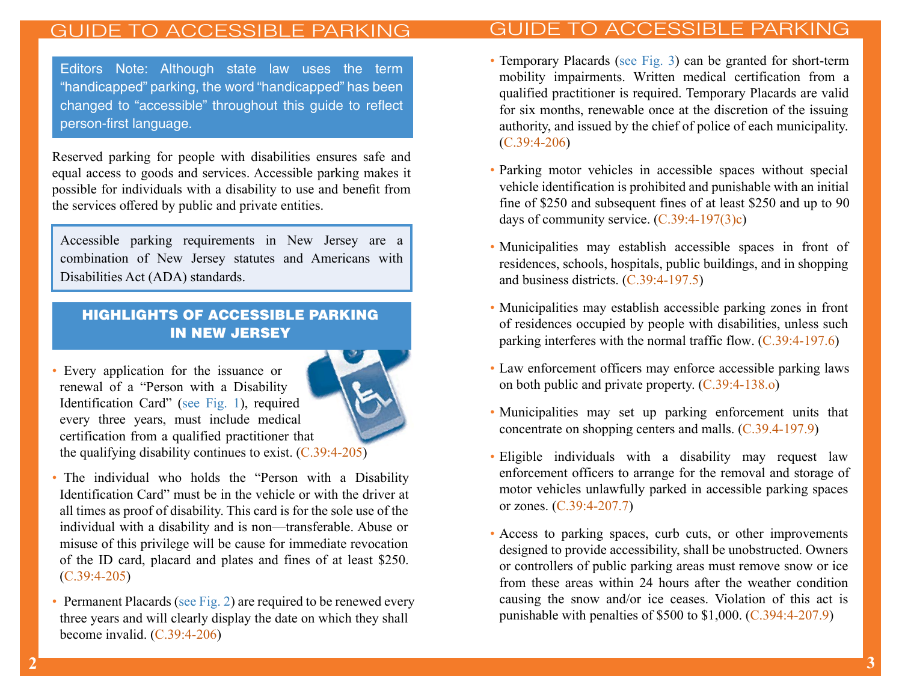Editors Note: Although state law uses the term "handicapped" parking, the word "handicapped" has been changed to "accessible" throughout this guide to reflect person-first language.

Reserved parking for people with disabilities ensures safe and equal access to goods and services. Accessible parking makes it possible for individuals with a disability to use and benefit from the services offered by public and private entities.

Accessible parking requirements in New Jersey are a combination of New Jersey statutes and Americans with Disabilities Act (ADA) standards.

## HIGHLIGHTS OF ACCESSIBLE PARKING IN NEW JERSEY

- Every application for the issuance or renewal of a "Person with a Disability Identification Card" (see Fig. 1), required every three years, must include medical certification from a qualified practitioner that the qualifying disability continues to exist. (C.39:4-205)
- The individual who holds the "Person with a Disability Identification Card" must be in the vehicle or with the driver at all times as proof of disability. This card is for the sole use of the individual with a disability and is non—transferable. Abuse or misuse of this privilege will be cause for immediate revocation of the ID card, placard and plates and fines of at least $250. (C.39:4-205)
- Permanent Placards (see Fig. 2) are required to be renewed every three years and will clearly display the date on which they shall become invalid. (C.39:4-206)
- Temporary Placards (see Fig. 3) can be granted for short-term mobility impairments. Written medical certification from a qualified practitioner is required. Temporary Placards are valid for six months, renewable once at the discretion of the issuing authority, and issued by the chief of police of each municipality. (C.39:4-206)
- Parking motor vehicles in accessible spaces without special vehicle identification is prohibited and punishable with an initial fine of $250 and subsequent fines of at least $250 and up to 90 days of community service. (C.39:4-197(3)c)
- Municipalities may establish accessible spaces in front of residences, schools, hospitals, public buildings, and in shopping and business districts. (C.39:4-197.5)
- Municipalities may establish accessible parking zones in front of residences occupied by people with disabilities, unless such parking interferes with the normal traffic flow. (C.39:4-197.6)
- Law enforcement officers may enforce accessible parking laws on both public and private property. (C.39:4-138.o)
- Municipalities may set up parking enforcement units that concentrate on shopping centers and malls. (C.39.4-197.9)
- Eligible individuals with a disability may request law enforcement officers to arrange for the removal and storage of motor vehicles unlawfully parked in accessible parking spaces or zones. (C.39:4-207.7)
- Access to parking spaces, curb cuts, or other improvements designed to provide accessibility, shall be unobstructed. Owners or controllers of public parking areas must remove snow or ice from these areas within 24 hours after the weather condition causing the snow and/or ice ceases. Violation of this act is punishable with penalties of $500 to $1,000. (C.394:4-207.9)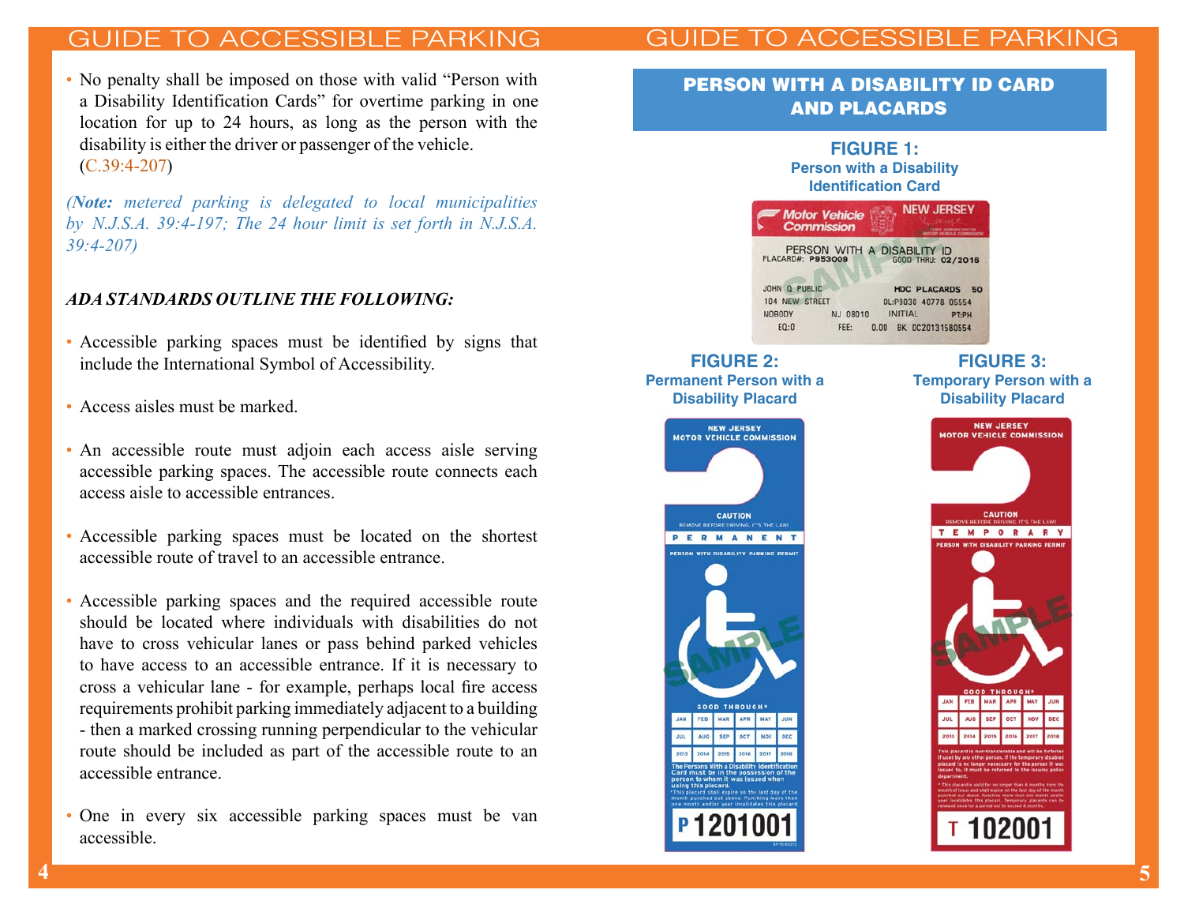- No penalty shall be imposed on those with valid "Person with a Disability Identification Cards" for overtime parking in one location for up to 24 hours, as long as the person with the disability is either the driver or passenger of the vehicle. (C.39:4-207)

*(**Note:** metered parking is delegated to local municipalities by N.J.S.A. 39:4-197; The 24 hour limit is set forth in N.J.S.A. 39:4-207)*

***ADA STANDARDS OUTLINE THE FOLLOWING:***

- Accessible parking spaces must be identified by signs that include the International Symbol of Accessibility.
- Access aisles must be marked.
- An accessible route must adjoin each access aisle serving accessible parking spaces. The accessible route connects each access aisle to accessible entrances.
- Accessible parking spaces must be located on the shortest accessible route of travel to an accessible entrance.
- Accessible parking spaces and the required accessible route should be located where individuals with disabilities do not have to cross vehicular lanes or pass behind parked vehicles to have access to an accessible entrance. If it is necessary to cross a vehicular lane - for example, perhaps local fire access requirements prohibit parking immediately adjacent to a building - then a marked crossing running perpendicular to the vehicular route should be included as part of the accessible route to an accessible entrance.
- One in every six accessible parking spaces must be van accessible.

## PERSON WITH A DISABILITY ID CARD AND PLACARDS

**FIGURE 1:**
**Person with a Disability Identification Card**

**FIGURE 2:**
**Permanent Person with a Disability Placard**

**FIGURE 3:**
**Temporary Person with a Disability Placard**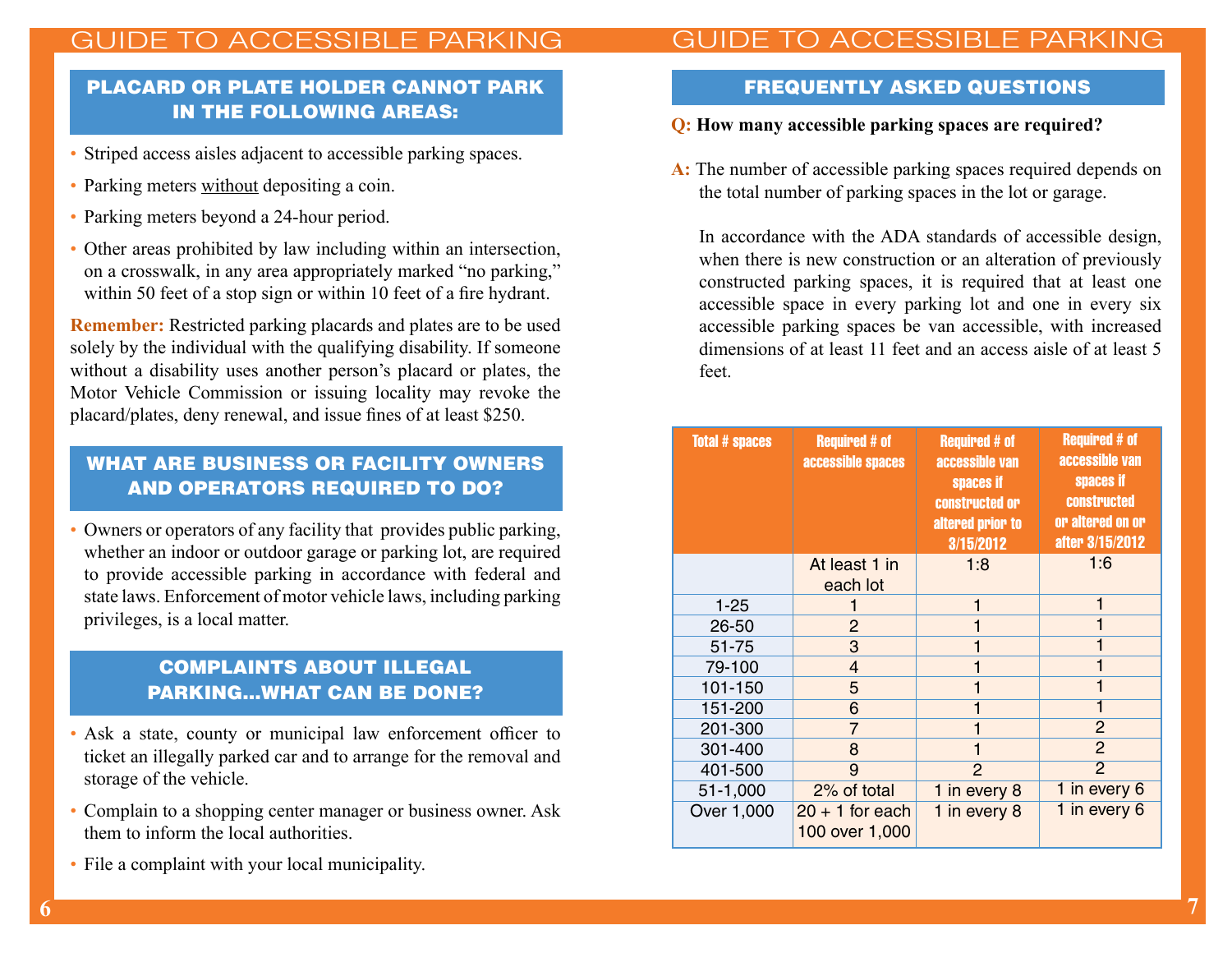## PLACARD OR PLATE HOLDER CANNOT PARK IN THE FOLLOWING AREAS:

- Striped access aisles adjacent to accessible parking spaces.
- Parking meters without depositing a coin.
- Parking meters beyond a 24-hour period.
- Other areas prohibited by law including within an intersection, on a crosswalk, in any area appropriately marked "no parking," within 50 feet of a stop sign or within 10 feet of a fire hydrant.

**Remember:** Restricted parking placards and plates are to be used solely by the individual with the qualifying disability. If someone without a disability uses another person's placard or plates, the Motor Vehicle Commission or issuing locality may revoke the placard/plates, deny renewal, and issue fines of at least $250.

## WHAT ARE BUSINESS OR FACILITY OWNERS AND OPERATORS REQUIRED TO DO?

- Owners or operators of any facility that provides public parking, whether an indoor or outdoor garage or parking lot, are required to provide accessible parking in accordance with federal and state laws. Enforcement of motor vehicle laws, including parking privileges, is a local matter.

## COMPLAINTS ABOUT ILLEGAL PARKING...WHAT CAN BE DONE?

- Ask a state, county or municipal law enforcement officer to ticket an illegally parked car and to arrange for the removal and storage of the vehicle.
- Complain to a shopping center manager or business owner. Ask them to inform the local authorities.
- File a complaint with your local municipality.

## FREQUENTLY ASKED QUESTIONS

**Q: How many accessible parking spaces are required?**

**A:** The number of accessible parking spaces required depends on the total number of parking spaces in the lot or garage.

In accordance with the ADA standards of accessible design, when there is new construction or an alteration of previously constructed parking spaces, it is required that at least one accessible space in every parking lot and one in every six accessible parking spaces be van accessible, with increased dimensions of at least 11 feet and an access aisle of at least 5 feet.

| Total # spaces | Required # of accessible spaces | Required # of accessible van spaces if constructed or altered prior to 3/15/2012 | Required # of accessible van spaces if constructed or altered on or after 3/15/2012 |
|---|---|---|---|
| | At least 1 in each lot | 1:8 | 1:6 |
| 1-25 | 1 | 1 | 1 |
| 26-50 | 2 | 1 | 1 |
| 51-75 | 3 | 1 | 1 |
| 79-100 | 4 | 1 | 1 |
| 101-150 | 5 | 1 | 1 |
| 151-200 | 6 | 1 | 1 |
| 201-300 | 7 | 1 | 2 |
| 301-400 | 8 | 1 | 2 |
| 401-500 | 9 | 2 | 2 |
| 51-1,000 | 2% of total | 1 in every 8 | 1 in every 6 |
| Over 1,000 | 20 + 1 for each 100 over 1,000 | 1 in every 8 | 1 in every 6 |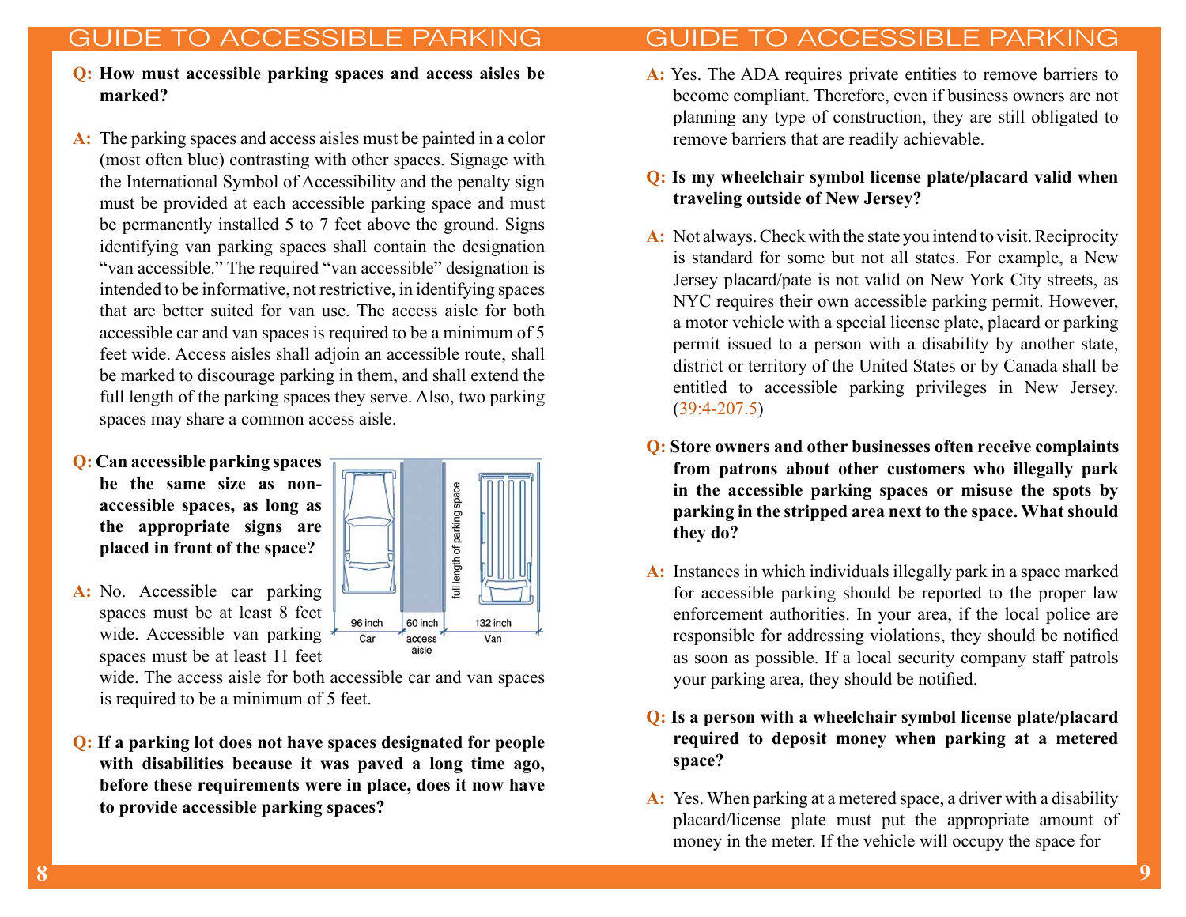**Q: How must accessible parking spaces and access aisles be marked?**

**A:** The parking spaces and access aisles must be painted in a color (most often blue) contrasting with other spaces. Signage with the International Symbol of Accessibility and the penalty sign must be provided at each accessible parking space and must be permanently installed 5 to 7 feet above the ground. Signs identifying van parking spaces shall contain the designation "van accessible." The required "van accessible" designation is intended to be informative, not restrictive, in identifying spaces that are better suited for van use. The access aisle for both accessible car and van spaces is required to be a minimum of 5 feet wide. Access aisles shall adjoin an accessible route, shall be marked to discourage parking in them, and shall extend the full length of the parking spaces they serve. Also, two parking spaces may share a common access aisle.

**Q: Can accessible parking spaces be the same size as non-accessible spaces, as long as the appropriate signs are placed in front of the space?**

96 inch Car | 60 inch access aisle | 132 inch Van | full length of parking space

**A:** No. Accessible car parking spaces must be at least 8 feet wide. Accessible van parking spaces must be at least 11 feet wide. The access aisle for both accessible car and van spaces is required to be a minimum of 5 feet.

**Q: If a parking lot does not have spaces designated for people with disabilities because it was paved a long time ago, before these requirements were in place, does it now have to provide accessible parking spaces?**

**A:** Yes. The ADA requires private entities to remove barriers to become compliant. Therefore, even if business owners are not planning any type of construction, they are still obligated to remove barriers that are readily achievable.

**Q: Is my wheelchair symbol license plate/placard valid when traveling outside of New Jersey?**

**A:** Not always. Check with the state you intend to visit. Reciprocity is standard for some but not all states. For example, a New Jersey placard/pate is not valid on New York City streets, as NYC requires their own accessible parking permit. However, a motor vehicle with a special license plate, placard or parking permit issued to a person with a disability by another state, district or territory of the United States or by Canada shall be entitled to accessible parking privileges in New Jersey. (39:4-207.5)

**Q: Store owners and other businesses often receive complaints from patrons about other customers who illegally park in the accessible parking spaces or misuse the spots by parking in the stripped area next to the space. What should they do?**

**A:** Instances in which individuals illegally park in a space marked for accessible parking should be reported to the proper law enforcement authorities. In your area, if the local police are responsible for addressing violations, they should be notified as soon as possible. If a local security company staff patrols your parking area, they should be notified.

**Q: Is a person with a wheelchair symbol license plate/placard required to deposit money when parking at a metered space?**

**A:** Yes. When parking at a metered space, a driver with a disability placard/license plate must put the appropriate amount of money in the meter. If the vehicle will occupy the space for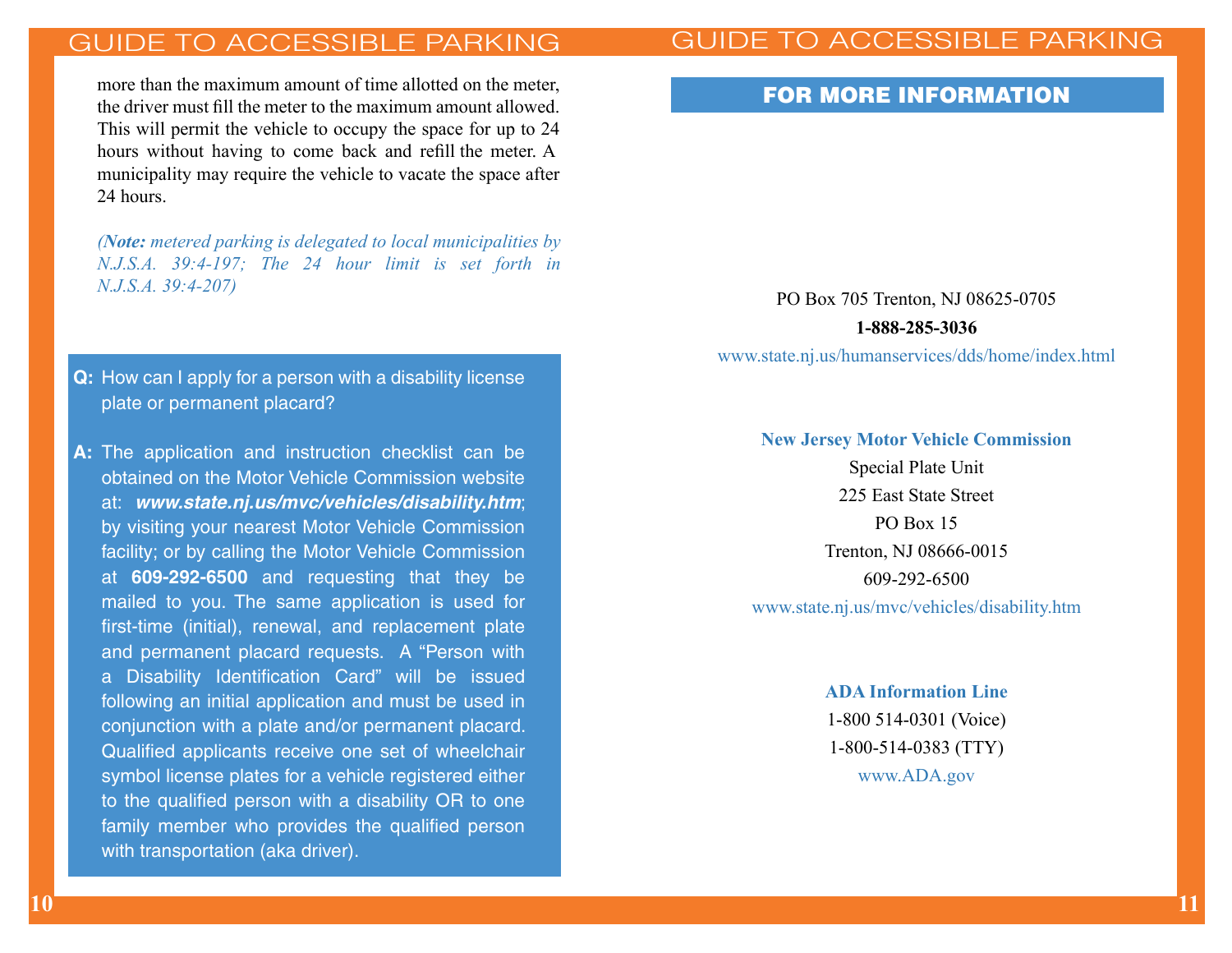more than the maximum amount of time allotted on the meter, the driver must fill the meter to the maximum amount allowed. This will permit the vehicle to occupy the space for up to 24 hours without having to come back and refill the meter. A municipality may require the vehicle to vacate the space after 24 hours.

*(**Note:** metered parking is delegated to local municipalities by N.J.S.A. 39:4-197; The 24 hour limit is set forth in N.J.S.A. 39:4-207)*

**Q:** How can I apply for a person with a disability license plate or permanent placard?

**A:** The application and instruction checklist can be obtained on the Motor Vehicle Commission website at: ***www.state.nj.us/mvc/vehicles/disability.htm***; by visiting your nearest Motor Vehicle Commission facility; or by calling the Motor Vehicle Commission at **609-292-6500** and requesting that they be mailed to you. The same application is used for first-time (initial), renewal, and replacement plate and permanent placard requests. A "Person with a Disability Identification Card" will be issued following an initial application and must be used in conjunction with a plate and/or permanent placard. Qualified applicants receive one set of wheelchair symbol license plates for a vehicle registered either to the qualified person with a disability OR to one family member who provides the qualified person with transportation (aka driver).

## FOR MORE INFORMATION

PO Box 705 Trenton, NJ 08625-0705
**1-888-285-3036**
www.state.nj.us/humanservices/dds/home/index.html

**New Jersey Motor Vehicle Commission**
Special Plate Unit
225 East State Street
PO Box 15
Trenton, NJ 08666-0015
609-292-6500
www.state.nj.us/mvc/vehicles/disability.htm

**ADA Information Line**
1-800 514-0301 (Voice)
1-800-514-0383 (TTY)
www.ADA.gov